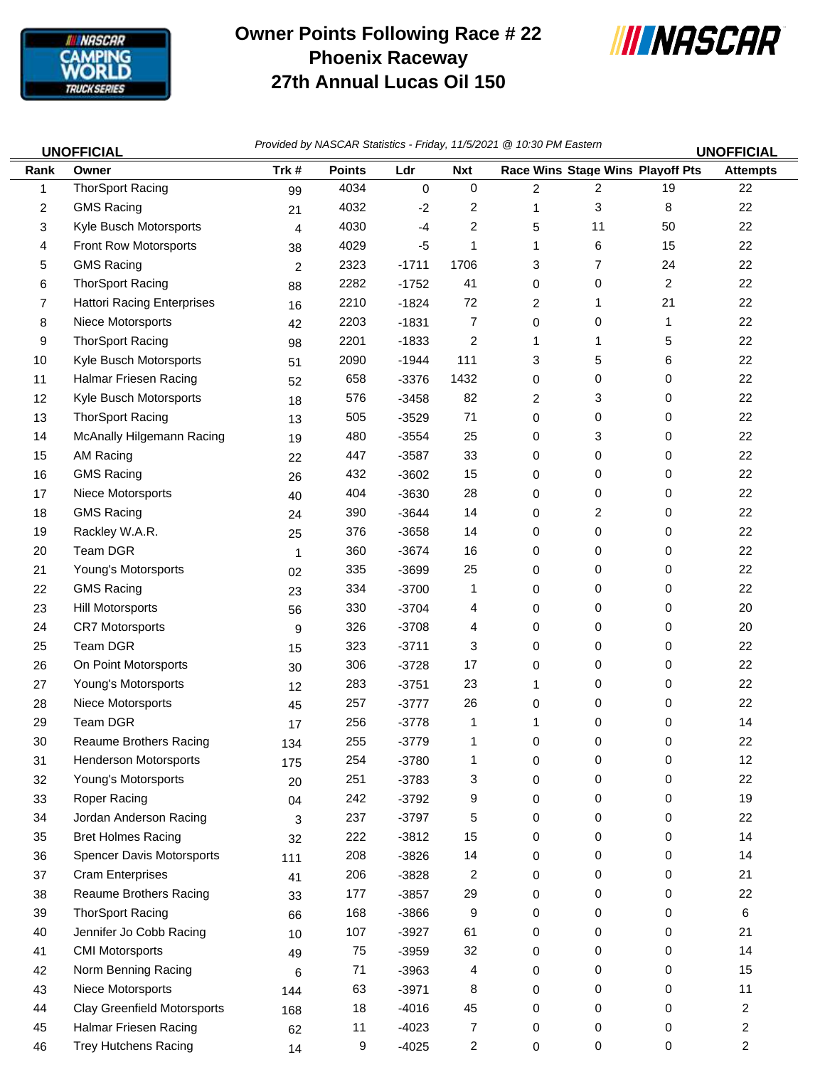# Owner Points Following Race # 22
## Phoenix Raceway
## 27th Annual Lucas Oil 150

**UNOFFICIAL** *Provided by NASCAR Statistics - Friday, 11/5/2021 @ 10:30 PM Eastern* **UNOFFICIAL**

| Rank | Owner | Trk # | Points | Ldr | Nxt | Race Wins | Stage Wins | Playoff Pts | Attempts |
|---|---|---|---|---|---|---|---|---|---|
| 1 | ThorSport Racing | 99 | 4034 | 0 | 0 | 2 | 2 | 19 | 22 |
| 2 | GMS Racing | 21 | 4032 | -2 | 2 | 1 | 3 | 8 | 22 |
| 3 | Kyle Busch Motorsports | 4 | 4030 | -4 | 2 | 5 | 11 | 50 | 22 |
| 4 | Front Row Motorsports | 38 | 4029 | -5 | 1 | 1 | 6 | 15 | 22 |
| 5 | GMS Racing | 2 | 2323 | -1711 | 1706 | 3 | 7 | 24 | 22 |
| 6 | ThorSport Racing | 88 | 2282 | -1752 | 41 | 0 | 0 | 2 | 22 |
| 7 | Hattori Racing Enterprises | 16 | 2210 | -1824 | 72 | 2 | 1 | 21 | 22 |
| 8 | Niece Motorsports | 42 | 2203 | -1831 | 7 | 0 | 0 | 1 | 22 |
| 9 | ThorSport Racing | 98 | 2201 | -1833 | 2 | 1 | 1 | 5 | 22 |
| 10 | Kyle Busch Motorsports | 51 | 2090 | -1944 | 111 | 3 | 5 | 6 | 22 |
| 11 | Halmar Friesen Racing | 52 | 658 | -3376 | 1432 | 0 | 0 | 0 | 22 |
| 12 | Kyle Busch Motorsports | 18 | 576 | -3458 | 82 | 2 | 3 | 0 | 22 |
| 13 | ThorSport Racing | 13 | 505 | -3529 | 71 | 0 | 0 | 0 | 22 |
| 14 | McAnally Hilgemann Racing | 19 | 480 | -3554 | 25 | 0 | 3 | 0 | 22 |
| 15 | AM Racing | 22 | 447 | -3587 | 33 | 0 | 0 | 0 | 22 |
| 16 | GMS Racing | 26 | 432 | -3602 | 15 | 0 | 0 | 0 | 22 |
| 17 | Niece Motorsports | 40 | 404 | -3630 | 28 | 0 | 0 | 0 | 22 |
| 18 | GMS Racing | 24 | 390 | -3644 | 14 | 0 | 2 | 0 | 22 |
| 19 | Rackley W.A.R. | 25 | 376 | -3658 | 14 | 0 | 0 | 0 | 22 |
| 20 | Team DGR | 1 | 360 | -3674 | 16 | 0 | 0 | 0 | 22 |
| 21 | Young's Motorsports | 02 | 335 | -3699 | 25 | 0 | 0 | 0 | 22 |
| 22 | GMS Racing | 23 | 334 | -3700 | 1 | 0 | 0 | 0 | 22 |
| 23 | Hill Motorsports | 56 | 330 | -3704 | 4 | 0 | 0 | 0 | 20 |
| 24 | CR7 Motorsports | 9 | 326 | -3708 | 4 | 0 | 0 | 0 | 20 |
| 25 | Team DGR | 15 | 323 | -3711 | 3 | 0 | 0 | 0 | 22 |
| 26 | On Point Motorsports | 30 | 306 | -3728 | 17 | 0 | 0 | 0 | 22 |
| 27 | Young's Motorsports | 12 | 283 | -3751 | 23 | 1 | 0 | 0 | 22 |
| 28 | Niece Motorsports | 45 | 257 | -3777 | 26 | 0 | 0 | 0 | 22 |
| 29 | Team DGR | 17 | 256 | -3778 | 1 | 1 | 0 | 0 | 14 |
| 30 | Reaume Brothers Racing | 134 | 255 | -3779 | 1 | 0 | 0 | 0 | 22 |
| 31 | Henderson Motorsports | 175 | 254 | -3780 | 1 | 0 | 0 | 0 | 12 |
| 32 | Young's Motorsports | 20 | 251 | -3783 | 3 | 0 | 0 | 0 | 22 |
| 33 | Roper Racing | 04 | 242 | -3792 | 9 | 0 | 0 | 0 | 19 |
| 34 | Jordan Anderson Racing | 3 | 237 | -3797 | 5 | 0 | 0 | 0 | 22 |
| 35 | Bret Holmes Racing | 32 | 222 | -3812 | 15 | 0 | 0 | 0 | 14 |
| 36 | Spencer Davis Motorsports | 111 | 208 | -3826 | 14 | 0 | 0 | 0 | 14 |
| 37 | Cram Enterprises | 41 | 206 | -3828 | 2 | 0 | 0 | 0 | 21 |
| 38 | Reaume Brothers Racing | 33 | 177 | -3857 | 29 | 0 | 0 | 0 | 22 |
| 39 | ThorSport Racing | 66 | 168 | -3866 | 9 | 0 | 0 | 0 | 6 |
| 40 | Jennifer Jo Cobb Racing | 10 | 107 | -3927 | 61 | 0 | 0 | 0 | 21 |
| 41 | CMI Motorsports | 49 | 75 | -3959 | 32 | 0 | 0 | 0 | 14 |
| 42 | Norm Benning Racing | 6 | 71 | -3963 | 4 | 0 | 0 | 0 | 15 |
| 43 | Niece Motorsports | 144 | 63 | -3971 | 8 | 0 | 0 | 0 | 11 |
| 44 | Clay Greenfield Motorsports | 168 | 18 | -4016 | 45 | 0 | 0 | 0 | 2 |
| 45 | Halmar Friesen Racing | 62 | 11 | -4023 | 7 | 0 | 0 | 0 | 2 |
| 46 | Trey Hutchens Racing | 14 | 9 | -4025 | 2 | 0 | 0 | 0 | 2 |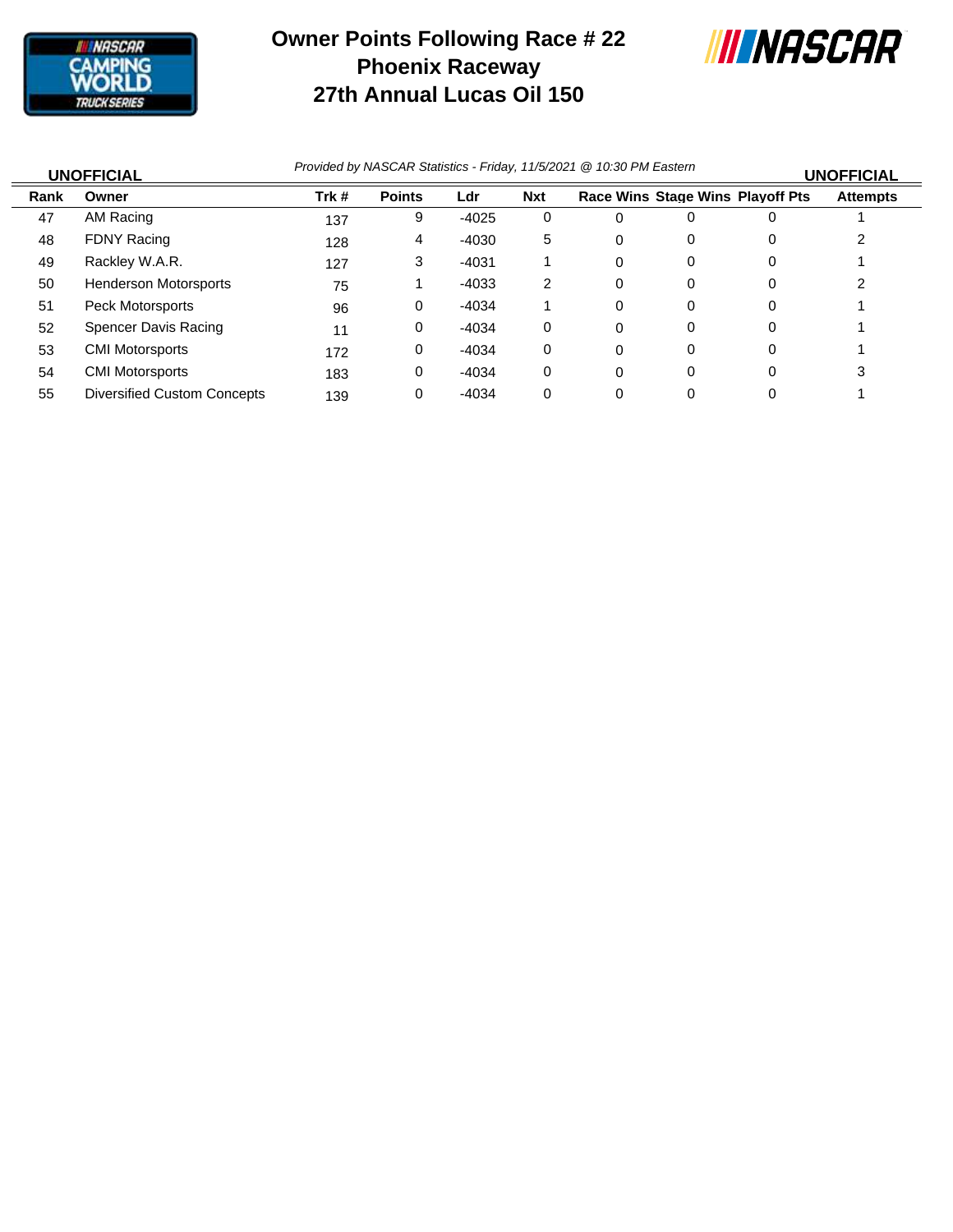# Owner Points Following Race # 22
## Phoenix Raceway
## 27th Annual Lucas Oil 150

**UNOFFICIAL** *Provided by NASCAR Statistics - Friday, 11/5/2021 @ 10:30 PM Eastern* **UNOFFICIAL**

| Rank | Owner | Trk # | Points | Ldr | Nxt | Race Wins | Stage Wins | Playoff Pts | Attempts |
|---|---|---|---|---|---|---|---|---|---|
| 47 | AM Racing | 137 | 9 | -4025 | 0 | 0 | 0 | 0 | 1 |
| 48 | FDNY Racing | 128 | 4 | -4030 | 5 | 0 | 0 | 0 | 2 |
| 49 | Rackley W.A.R. | 127 | 3 | -4031 | 1 | 0 | 0 | 0 | 1 |
| 50 | Henderson Motorsports | 75 | 1 | -4033 | 2 | 0 | 0 | 0 | 2 |
| 51 | Peck Motorsports | 96 | 0 | -4034 | 1 | 0 | 0 | 0 | 1 |
| 52 | Spencer Davis Racing | 11 | 0 | -4034 | 0 | 0 | 0 | 0 | 1 |
| 53 | CMI Motorsports | 172 | 0 | -4034 | 0 | 0 | 0 | 0 | 1 |
| 54 | CMI Motorsports | 183 | 0 | -4034 | 0 | 0 | 0 | 0 | 3 |
| 55 | Diversified Custom Concepts | 139 | 0 | -4034 | 0 | 0 | 0 | 0 | 1 |